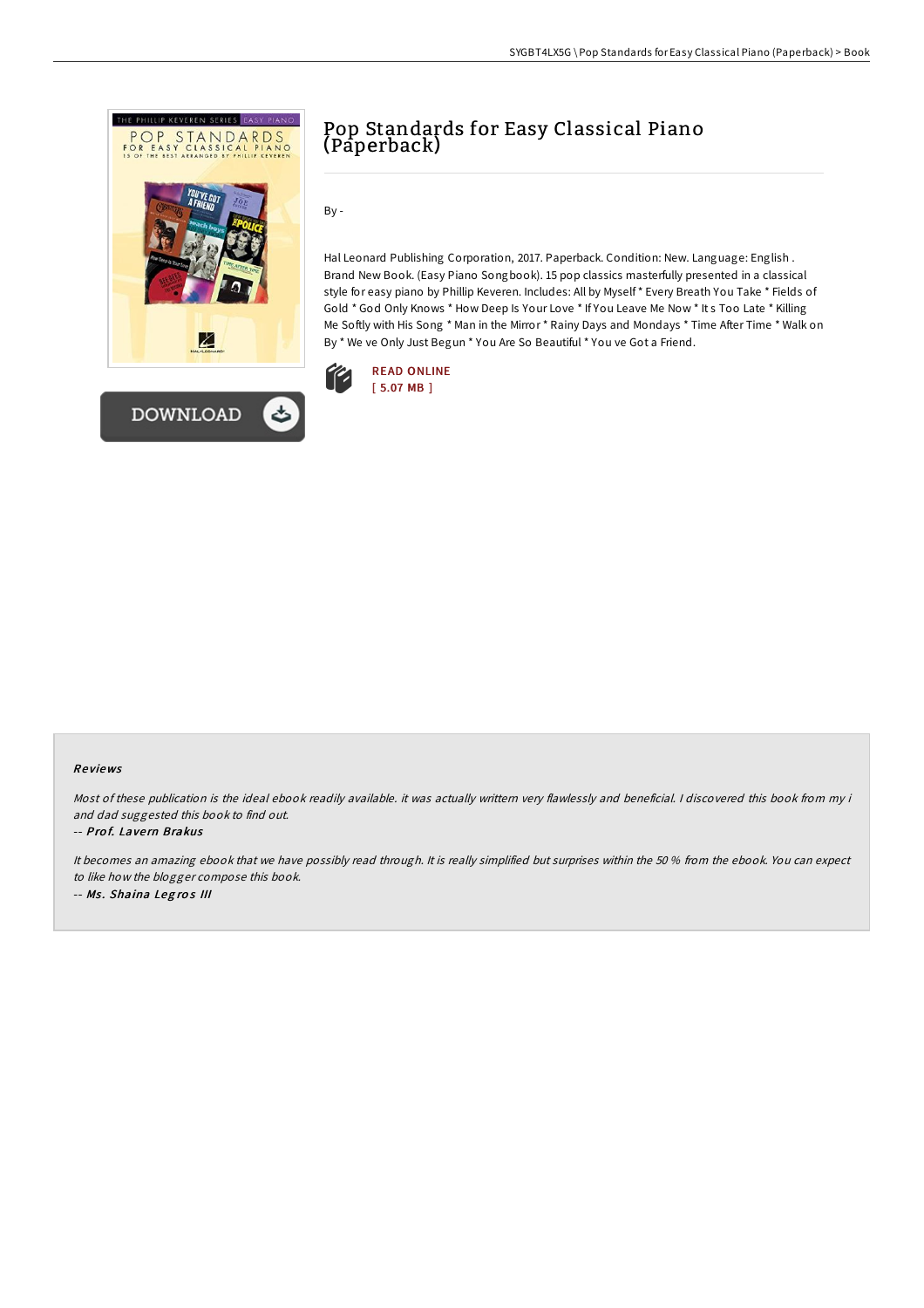# Pop Standards for Easy Classical Piano (Paperback)

By -

Hal Leonard Publishing Corporation, 2017. Paperback. Condition: New. Language: English . Brand New Book. (Easy Piano Songbook). 15 pop classics masterfully presented in a classical style for easy piano by Phillip Keveren. Includes: All by Myself * Every Breath You Take * Fields of Gold * God Only Knows * How Deep Is Your Love * If You Leave Me Now * It s Too Late * Killing Me Softly with His Song * Man in the Mirror * Rainy Days and Mondays * Time After Time * Walk on By * We ve Only Just Begun * You Are So Beautiful * You ve Got a Friend.

READ ONLINE
[ 5.07 MB ]

DOWNLOAD

## Reviews

*Most of these publication is the ideal ebook readily available. it was actually writtern very flawlessly and beneficial. I discovered this book from my i and dad suggested this book to find out.*

-- ***Prof. Lavern Brakus***

*It becomes an amazing ebook that we have possibly read through. It is really simplified but surprises within the 50 % from the ebook. You can expect to like how the blogger compose this book.*

-- ***Ms. Shaina Legros III***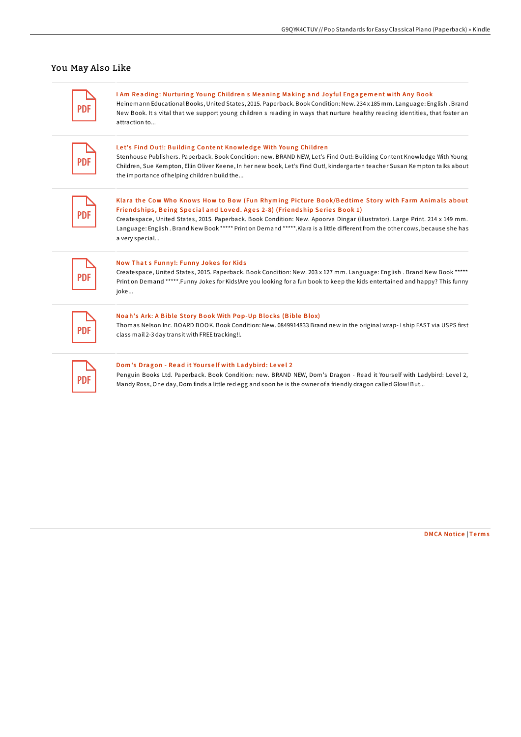## You May Also Like

**I Am Reading: Nurturing Young Children s Meaning Making and Joyful Engagement with Any Book**

Heinemann Educational Books, United States, 2015. Paperback. Book Condition: New. 234 x 185 mm. Language: English . Brand New Book. It s vital that we support young children s reading in ways that nurture healthy reading identities, that foster an attraction to...

**Let's Find Out!: Building Content Knowledge With Young Children**

Stenhouse Publishers. Paperback. Book Condition: new. BRAND NEW, Let's Find Out!: Building Content Knowledge With Young Children, Sue Kempton, Ellin Oliver Keene, In her new book, Let's Find Out!, kindergarten teacher Susan Kempton talks about the importance of helping children build the...

**Klara the Cow Who Knows How to Bow (Fun Rhyming Picture Book/Bedtime Story with Farm Animals about Friendships, Being Special and Loved. Ages 2-8) (Friendship Series Book 1)**

Createspace, United States, 2015. Paperback. Book Condition: New. Apoorva Dingar (illustrator). Large Print. 214 x 149 mm. Language: English . Brand New Book ***** Print on Demand *****.Klara is a little different from the other cows, because she has a very special...

**Now That s Funny!: Funny Jokes for Kids**

Createspace, United States, 2015. Paperback. Book Condition: New. 203 x 127 mm. Language: English . Brand New Book ***** Print on Demand *****.Funny Jokes for Kids!Are you looking for a fun book to keep the kids entertained and happy? This funny joke...

**Noah's Ark: A Bible Story Book With Pop-Up Blocks (Bible Blox)**

Thomas Nelson Inc. BOARD BOOK. Book Condition: New. 0849914833 Brand new in the original wrap- I ship FAST via USPS first class mail 2-3 day transit with FREE tracking!!.

**Dom's Dragon - Read it Yourself with Ladybird: Level 2**

Penguin Books Ltd. Paperback. Book Condition: new. BRAND NEW, Dom's Dragon - Read it Yourself with Ladybird: Level 2, Mandy Ross, One day, Dom finds a little red egg and soon he is the owner of a friendly dragon called Glow! But...

DMCA Notice | Terms